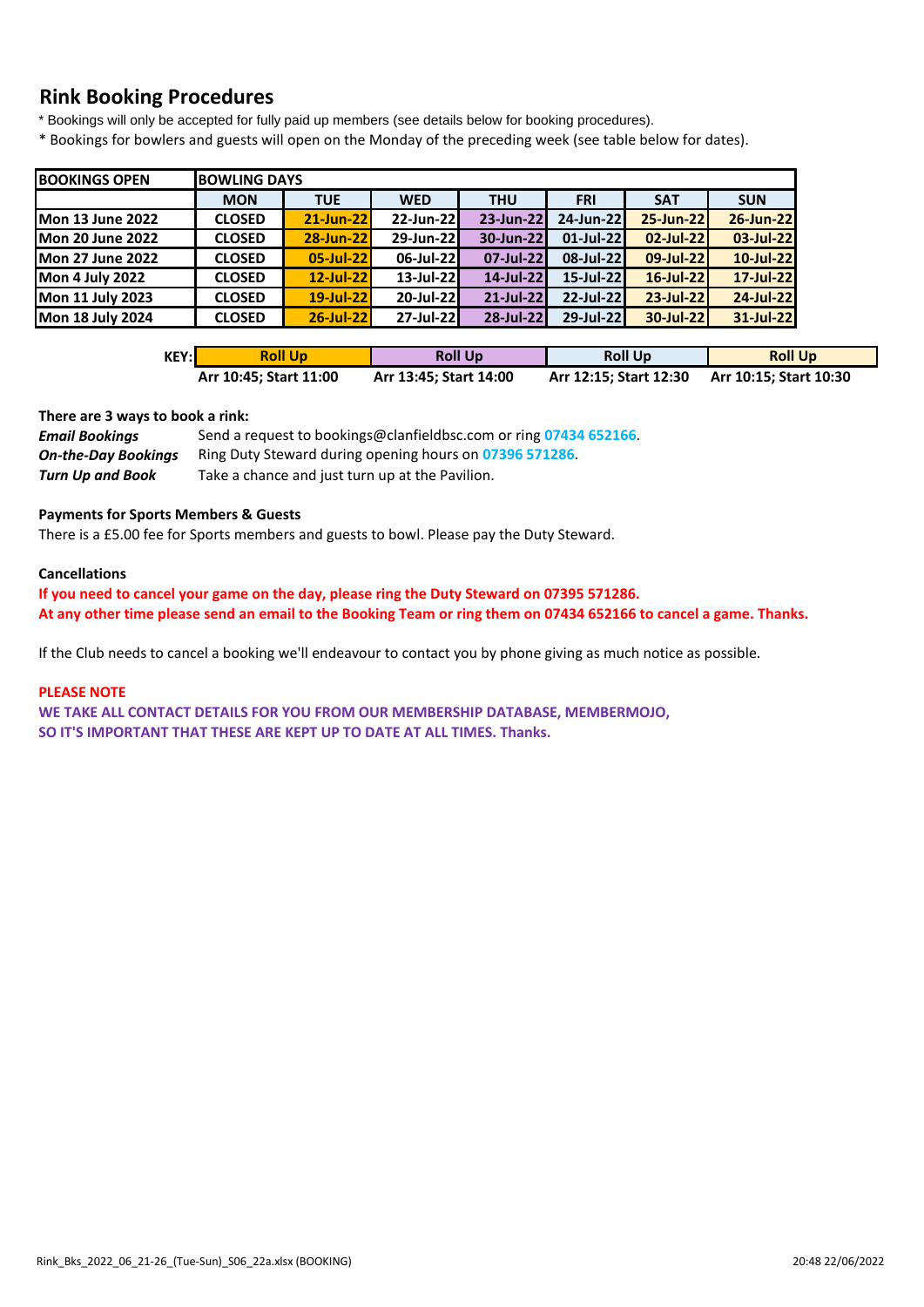## Rink Booking Procedures

\* Bookings will only be accepted for fully paid up members (see details below for booking procedures).

\* Bookings for bowlers and guests will open on the Monday of the preceding week (see table below for dates).

| BOOKINGS OPEN | BOWLING DAYS | | | | | | |
|---|---|---|---|---|---|---|---|
| | MON | TUE | WED | THU | FRI | SAT | SUN |
| Mon 13 June 2022 | CLOSED | 21-Jun-22 | 22-Jun-22 | 23-Jun-22 | 24-Jun-22 | 25-Jun-22 | 26-Jun-22 |
| Mon 20 June 2022 | CLOSED | 28-Jun-22 | 29-Jun-22 | 30-Jun-22 | 01-Jul-22 | 02-Jul-22 | 03-Jul-22 |
| Mon 27 June 2022 | CLOSED | 05-Jul-22 | 06-Jul-22 | 07-Jul-22 | 08-Jul-22 | 09-Jul-22 | 10-Jul-22 |
| Mon 4 July 2022 | CLOSED | 12-Jul-22 | 13-Jul-22 | 14-Jul-22 | 15-Jul-22 | 16-Jul-22 | 17-Jul-22 |
| Mon 11 July 2023 | CLOSED | 19-Jul-22 | 20-Jul-22 | 21-Jul-22 | 22-Jul-22 | 23-Jul-22 | 24-Jul-22 |
| Mon 18 July 2024 | CLOSED | 26-Jul-22 | 27-Jul-22 | 28-Jul-22 | 29-Jul-22 | 30-Jul-22 | 31-Jul-22 |

| KEY: | Roll Up | Roll Up | Roll Up | Roll Up |
|---|---|---|---|---|
| | Arr 10:45; Start 11:00 | Arr 13:45; Start 14:00 | Arr 12:15; Start 12:30 | Arr 10:15; Start 10:30 |

**There are 3 ways to book a rink:**

***Email Bookings*** Send a request to bookings@clanfieldbsc.com or ring **07434 652166**.

***On-the-Day Bookings*** Ring Duty Steward during opening hours on **07396 571286**.

***Turn Up and Book*** Take a chance and just turn up at the Pavilion.

**Payments for Sports Members & Guests**

There is a £5.00 fee for Sports members and guests to bowl. Please pay the Duty Steward.

**Cancellations**

**If you need to cancel your game on the day, please ring the Duty Steward on 07395 571286.**
**At any other time please send an email to the Booking Team or ring them on 07434 652166 to cancel a game. Thanks.**

If the Club needs to cancel a booking we'll endeavour to contact you by phone giving as much notice as possible.

**PLEASE NOTE**

**WE TAKE ALL CONTACT DETAILS FOR YOU FROM OUR MEMBERSHIP DATABASE, MEMBERMOJO, SO IT'S IMPORTANT THAT THESE ARE KEPT UP TO DATE AT ALL TIMES. Thanks.**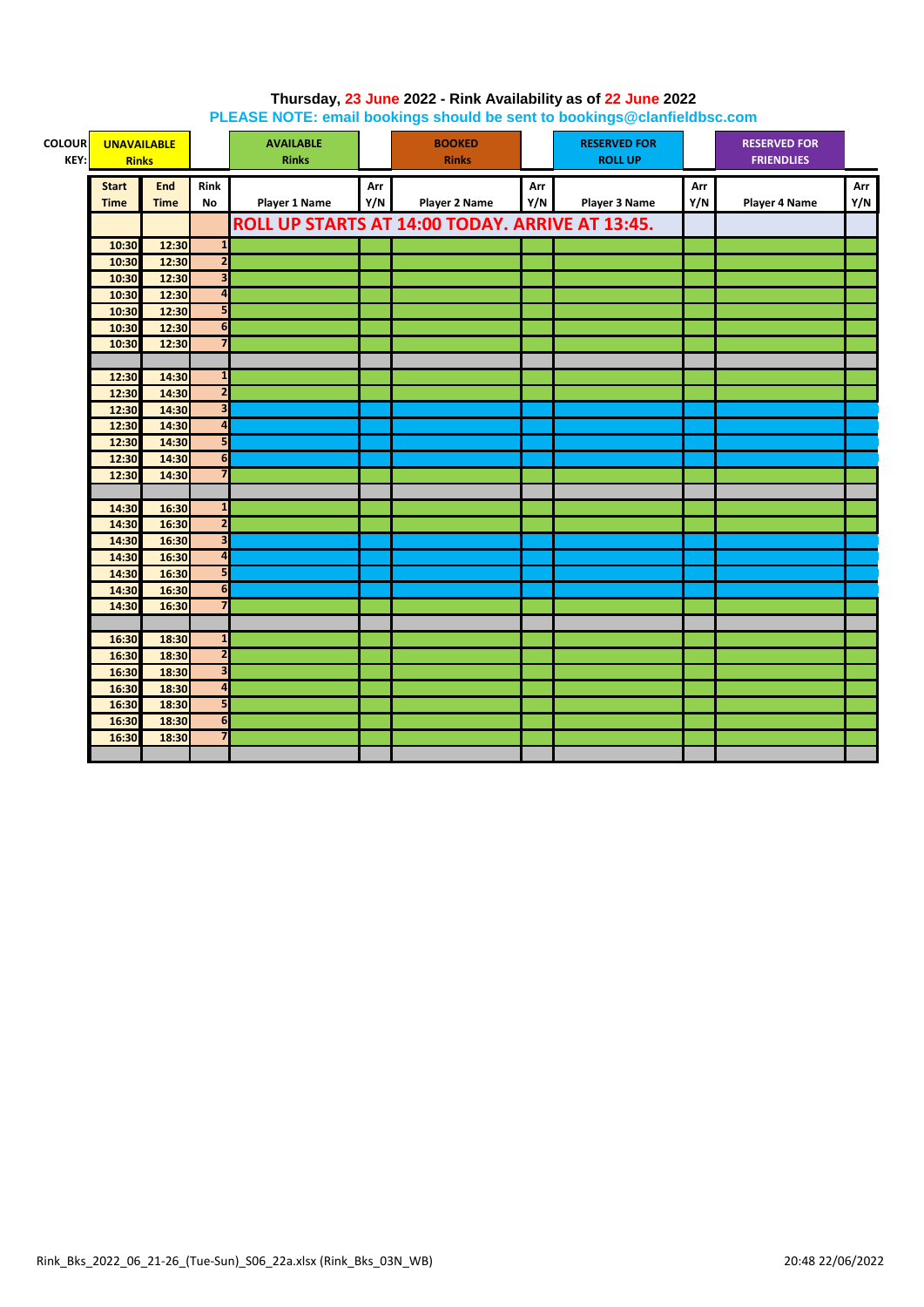**Thursday, 23 June 2022 - Rink Availability as of 22 June 2022**

**PLEASE NOTE: email bookings should be sent to bookings@clanfieldbsc.com**

| COLOUR KEY: | UNAVAILABLE Rinks | AVAILABLE Rinks | BOOKED Rinks | RESERVED FOR ROLL UP | RESERVED FOR FRIENDLIES |
|---|---|---|---|---|---|

| Start Time | End Time | Rink No | Player 1 Name | Arr Y/N | Player 2 Name | Arr Y/N | Player 3 Name | Arr Y/N | Player 4 Name | Arr Y/N |
|---|---|---|---|---|---|---|---|---|---|---|
| | | | ROLL UP STARTS AT 14:00 TODAY. ARRIVE AT 13:45. | | | | | | | |
| 10:30 | 12:30 | 1 | | | | | | | | |
| 10:30 | 12:30 | 2 | | | | | | | | |
| 10:30 | 12:30 | 3 | | | | | | | | |
| 10:30 | 12:30 | 4 | | | | | | | | |
| 10:30 | 12:30 | 5 | | | | | | | | |
| 10:30 | 12:30 | 6 | | | | | | | | |
| 10:30 | 12:30 | 7 | | | | | | | | |
| | | | | | | | | | | |
| 12:30 | 14:30 | 1 | | | | | | | | |
| 12:30 | 14:30 | 2 | | | | | | | | |
| 12:30 | 14:30 | 3 | | | | | | | | |
| 12:30 | 14:30 | 4 | | | | | | | | |
| 12:30 | 14:30 | 5 | | | | | | | | |
| 12:30 | 14:30 | 6 | | | | | | | | |
| 12:30 | 14:30 | 7 | | | | | | | | |
| | | | | | | | | | | |
| 14:30 | 16:30 | 1 | | | | | | | | |
| 14:30 | 16:30 | 2 | | | | | | | | |
| 14:30 | 16:30 | 3 | | | | | | | | |
| 14:30 | 16:30 | 4 | | | | | | | | |
| 14:30 | 16:30 | 5 | | | | | | | | |
| 14:30 | 16:30 | 6 | | | | | | | | |
| 14:30 | 16:30 | 7 | | | | | | | | |
| | | | | | | | | | | |
| 16:30 | 18:30 | 1 | | | | | | | | |
| 16:30 | 18:30 | 2 | | | | | | | | |
| 16:30 | 18:30 | 3 | | | | | | | | |
| 16:30 | 18:30 | 4 | | | | | | | | |
| 16:30 | 18:30 | 5 | | | | | | | | |
| 16:30 | 18:30 | 6 | | | | | | | | |
| 16:30 | 18:30 | 7 | | | | | | | | |
| | | | | | | | | | | |

Rink_Bks_2022_06_21-26_(Tue-Sun)_S06_22a.xlsx (Rink_Bks_03N_WB) 20:48 22/06/2022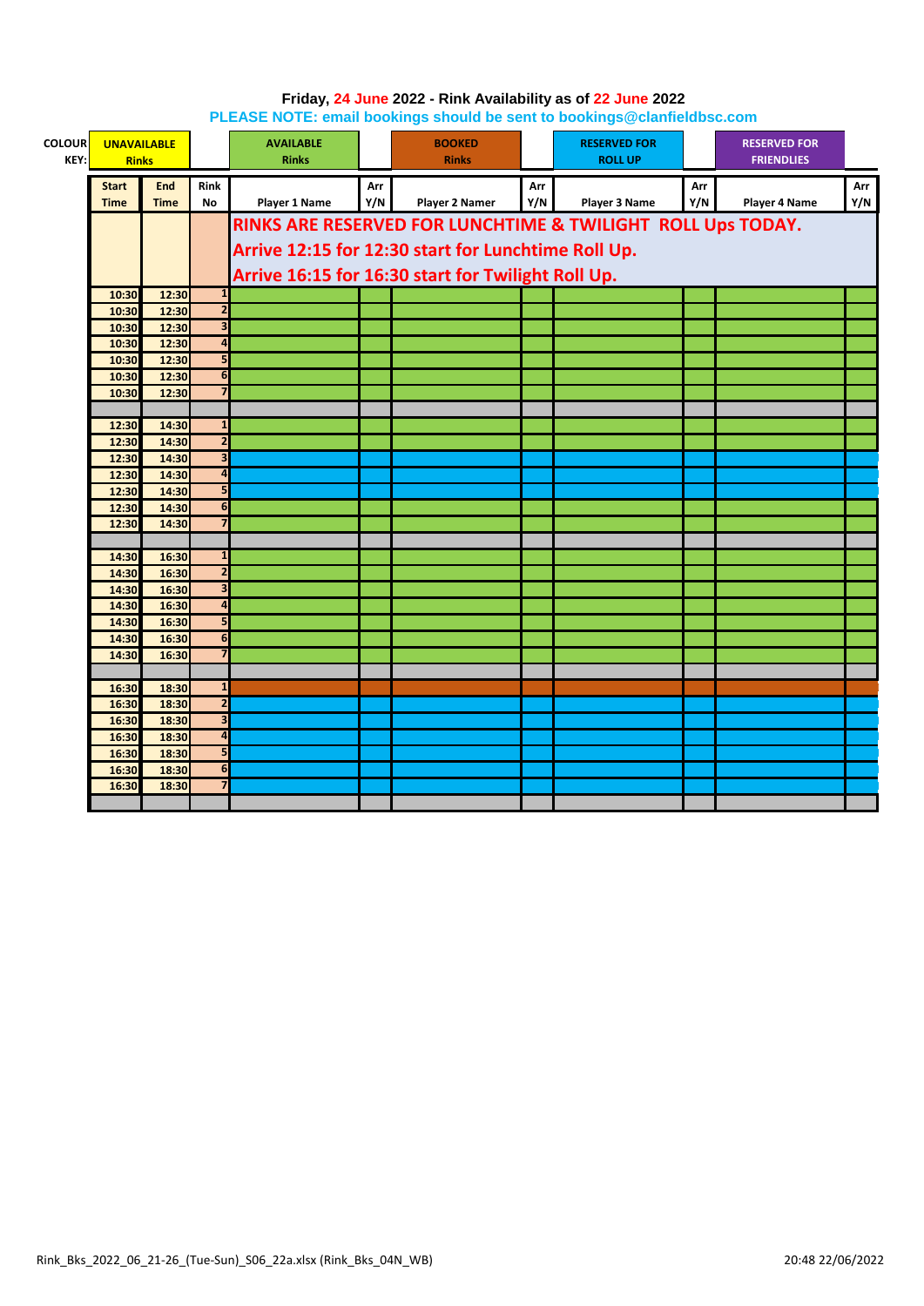**Friday, 24 June 2022 - Rink Availability as of 22 June 2022**

**PLEASE NOTE: email bookings should be sent to bookings@clanfieldbsc.com**

| COLOUR KEY: | UNAVAILABLE Rinks | AVAILABLE Rinks | BOOKED Rinks | RESERVED FOR ROLL UP | RESERVED FOR FRIENDLIES |
|---|---|---|---|---|---|

| Start Time | End Time | Rink No | Player 1 Name | Arr Y/N | Player 2 Namer | Arr Y/N | Player 3 Name | Arr Y/N | Player 4 Name | Arr Y/N |
|---|---|---|---|---|---|---|---|---|---|---|
| | | | **RINKS ARE RESERVED FOR LUNCHTIME & TWILIGHT ROLL Ups TODAY.** | | | | | | | |
| | | | **Arrive 12:15 for 12:30 start for Lunchtime Roll Up.** | | | | | | | |
| | | | **Arrive 16:15 for 16:30 start for Twilight Roll Up.** | | | | | | | |
| 10:30 | 12:30 | 1 | | | | | | | | |
| 10:30 | 12:30 | 2 | | | | | | | | |
| 10:30 | 12:30 | 3 | | | | | | | | |
| 10:30 | 12:30 | 4 | | | | | | | | |
| 10:30 | 12:30 | 5 | | | | | | | | |
| 10:30 | 12:30 | 6 | | | | | | | | |
| 10:30 | 12:30 | 7 | | | | | | | | |
| | | | | | | | | | | |
| 12:30 | 14:30 | 1 | | | | | | | | |
| 12:30 | 14:30 | 2 | | | | | | | | |
| 12:30 | 14:30 | 3 | | | | | | | | |
| 12:30 | 14:30 | 4 | | | | | | | | |
| 12:30 | 14:30 | 5 | | | | | | | | |
| 12:30 | 14:30 | 6 | | | | | | | | |
| 12:30 | 14:30 | 7 | | | | | | | | |
| | | | | | | | | | | |
| 14:30 | 16:30 | 1 | | | | | | | | |
| 14:30 | 16:30 | 2 | | | | | | | | |
| 14:30 | 16:30 | 3 | | | | | | | | |
| 14:30 | 16:30 | 4 | | | | | | | | |
| 14:30 | 16:30 | 5 | | | | | | | | |
| 14:30 | 16:30 | 6 | | | | | | | | |
| 14:30 | 16:30 | 7 | | | | | | | | |
| | | | | | | | | | | |
| 16:30 | 18:30 | 1 | | | | | | | | |
| 16:30 | 18:30 | 2 | | | | | | | | |
| 16:30 | 18:30 | 3 | | | | | | | | |
| 16:30 | 18:30 | 4 | | | | | | | | |
| 16:30 | 18:30 | 5 | | | | | | | | |
| 16:30 | 18:30 | 6 | | | | | | | | |
| 16:30 | 18:30 | 7 | | | | | | | | |

Rink_Bks_2022_06_21-26_(Tue-Sun)_S06_22a.xlsx (Rink_Bks_04N_WB) 20:48 22/06/2022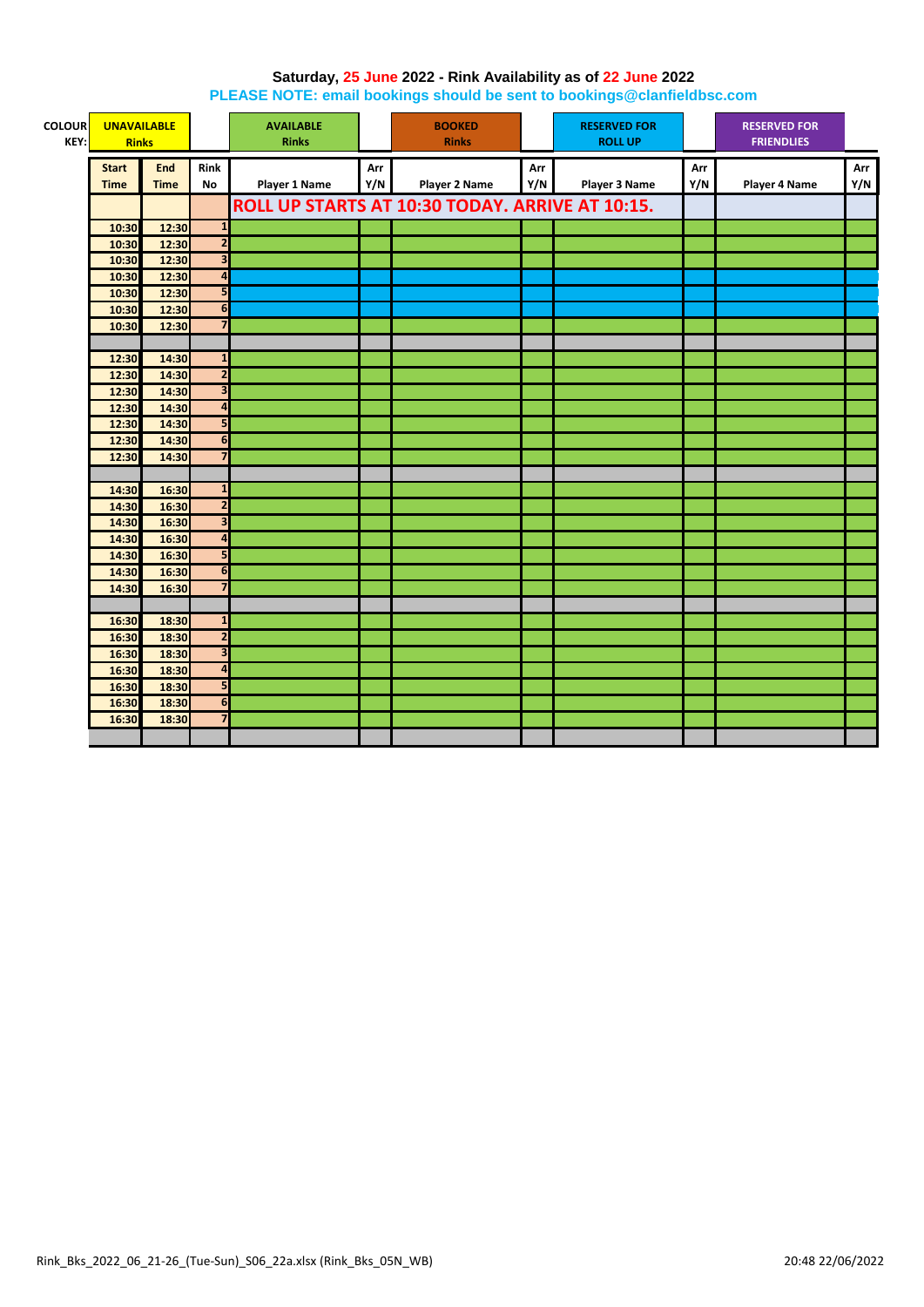**Saturday, 25 June 2022 - Rink Availability as of 22 June 2022**

**PLEASE NOTE: email bookings should be sent to bookings@clanfieldbsc.com**

| COLOUR KEY: | UNAVAILABLE Rinks | AVAILABLE Rinks | BOOKED Rinks | RESERVED FOR ROLL UP | RESERVED FOR FRIENDLIES |
|---|---|---|---|---|---|

| Start Time | End Time | Rink No | Player 1 Name | Arr Y/N | Player 2 Name | Arr Y/N | Player 3 Name | Arr Y/N | Player 4 Name | Arr Y/N |
|---|---|---|---|---|---|---|---|---|---|---|
| | | | ROLL UP STARTS AT 10:30 TODAY. ARRIVE AT 10:15. | | | | | | | |
| 10:30 | 12:30 | 1 | | | | | | | | |
| 10:30 | 12:30 | 2 | | | | | | | | |
| 10:30 | 12:30 | 3 | | | | | | | | |
| 10:30 | 12:30 | 4 | | | | | | | | |
| 10:30 | 12:30 | 5 | | | | | | | | |
| 10:30 | 12:30 | 6 | | | | | | | | |
| 10:30 | 12:30 | 7 | | | | | | | | |
| | | | | | | | | | | |
| 12:30 | 14:30 | 1 | | | | | | | | |
| 12:30 | 14:30 | 2 | | | | | | | | |
| 12:30 | 14:30 | 3 | | | | | | | | |
| 12:30 | 14:30 | 4 | | | | | | | | |
| 12:30 | 14:30 | 5 | | | | | | | | |
| 12:30 | 14:30 | 6 | | | | | | | | |
| 12:30 | 14:30 | 7 | | | | | | | | |
| | | | | | | | | | | |
| 14:30 | 16:30 | 1 | | | | | | | | |
| 14:30 | 16:30 | 2 | | | | | | | | |
| 14:30 | 16:30 | 3 | | | | | | | | |
| 14:30 | 16:30 | 4 | | | | | | | | |
| 14:30 | 16:30 | 5 | | | | | | | | |
| 14:30 | 16:30 | 6 | | | | | | | | |
| 14:30 | 16:30 | 7 | | | | | | | | |
| | | | | | | | | | | |
| 16:30 | 18:30 | 1 | | | | | | | | |
| 16:30 | 18:30 | 2 | | | | | | | | |
| 16:30 | 18:30 | 3 | | | | | | | | |
| 16:30 | 18:30 | 4 | | | | | | | | |
| 16:30 | 18:30 | 5 | | | | | | | | |
| 16:30 | 18:30 | 6 | | | | | | | | |
| 16:30 | 18:30 | 7 | | | | | | | | |
| | | | | | | | | | | |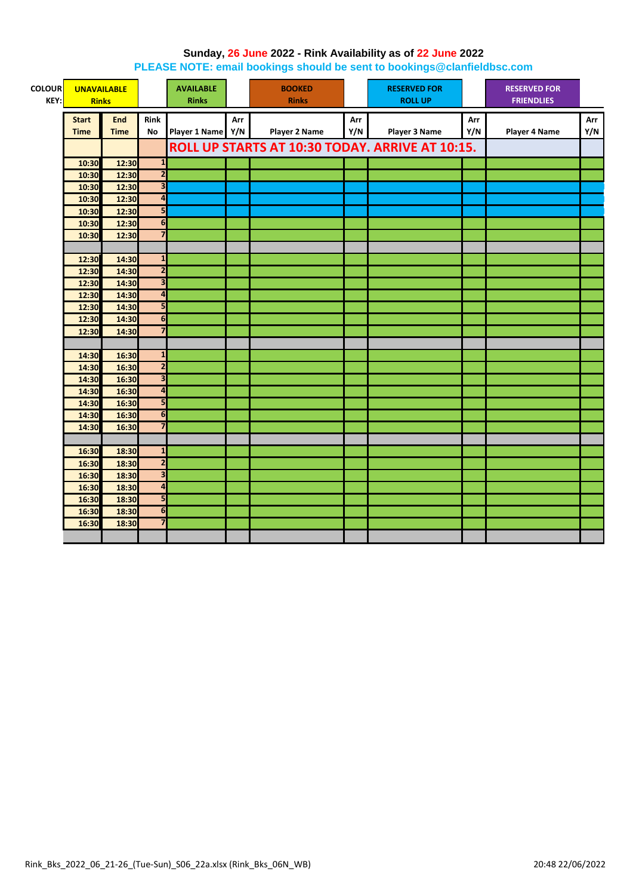**Sunday, 26 June 2022 - Rink Availability as of 22 June 2022**

**PLEASE NOTE: email bookings should be sent to bookings@clanfieldbsc.com**

| COLOUR KEY: | UNAVAILABLE Rinks | AVAILABLE Rinks | BOOKED Rinks | RESERVED FOR ROLL UP | RESERVED FOR FRIENDLIES |
|---|---|---|---|---|---|

| Start Time | End Time | Rink No | Player 1 Name | Arr Y/N | Player 2 Name | Arr Y/N | Player 3 Name | Arr Y/N | Player 4 Name | Arr Y/N |
|---|---|---|---|---|---|---|---|---|---|---|
| | | | ROLL UP STARTS AT 10:30 TODAY. ARRIVE AT 10:15. | | | | | | | |
| 10:30 | 12:30 | 1 | | | | | | | | |
| 10:30 | 12:30 | 2 | | | | | | | | |
| 10:30 | 12:30 | 3 | | | | | | | | |
| 10:30 | 12:30 | 4 | | | | | | | | |
| 10:30 | 12:30 | 5 | | | | | | | | |
| 10:30 | 12:30 | 6 | | | | | | | | |
| 10:30 | 12:30 | 7 | | | | | | | | |
| | | | | | | | | | | |
| 12:30 | 14:30 | 1 | | | | | | | | |
| 12:30 | 14:30 | 2 | | | | | | | | |
| 12:30 | 14:30 | 3 | | | | | | | | |
| 12:30 | 14:30 | 4 | | | | | | | | |
| 12:30 | 14:30 | 5 | | | | | | | | |
| 12:30 | 14:30 | 6 | | | | | | | | |
| 12:30 | 14:30 | 7 | | | | | | | | |
| | | | | | | | | | | |
| 14:30 | 16:30 | 1 | | | | | | | | |
| 14:30 | 16:30 | 2 | | | | | | | | |
| 14:30 | 16:30 | 3 | | | | | | | | |
| 14:30 | 16:30 | 4 | | | | | | | | |
| 14:30 | 16:30 | 5 | | | | | | | | |
| 14:30 | 16:30 | 6 | | | | | | | | |
| 14:30 | 16:30 | 7 | | | | | | | | |
| | | | | | | | | | | |
| 16:30 | 18:30 | 1 | | | | | | | | |
| 16:30 | 18:30 | 2 | | | | | | | | |
| 16:30 | 18:30 | 3 | | | | | | | | |
| 16:30 | 18:30 | 4 | | | | | | | | |
| 16:30 | 18:30 | 5 | | | | | | | | |
| 16:30 | 18:30 | 6 | | | | | | | | |
| 16:30 | 18:30 | 7 | | | | | | | | |

Rink_Bks_2022_06_21-26_(Tue-Sun)_S06_22a.xlsx (Rink_Bks_06N_WB) 20:48 22/06/2022